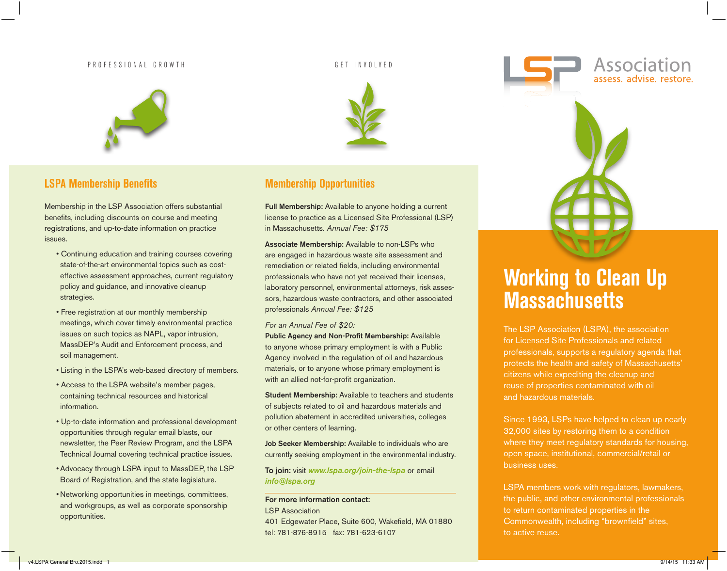PROFESSIONAL GROWTH

GET INVOLVED

LSP Association
assess. advise. restore.

## LSPA Membership Benefits

Membership in the LSP Association offers substantial benefits, including discounts on course and meeting registrations, and up-to-date information on practice issues.

- Continuing education and training courses covering state-of-the-art environmental topics such as cost-effective assessment approaches, current regulatory policy and guidance, and innovative cleanup strategies.
- Free registration at our monthly membership meetings, which cover timely environmental practice issues on such topics as NAPL, vapor intrusion, MassDEP's Audit and Enforcement process, and soil management.
- Listing in the LSPA's web-based directory of members.
- Access to the LSPA website's member pages, containing technical resources and historical information.
- Up-to-date information and professional development opportunities through regular email blasts, our newsletter, the Peer Review Program, and the LSPA Technical Journal covering technical practice issues.
- Advocacy through LSPA input to MassDEP, the LSP Board of Registration, and the state legislature.
- Networking opportunities in meetings, committees, and workgroups, as well as corporate sponsorship opportunities.

## Membership Opportunities

**Full Membership:** Available to anyone holding a current license to practice as a Licensed Site Professional (LSP) in Massachusetts. *Annual Fee: $175*

**Associate Membership:** Available to non-LSPs who are engaged in hazardous waste site assessment and remediation or related fields, including environmental professionals who have not yet received their licenses, laboratory personnel, environmental attorneys, risk assessors, hazardous waste contractors, and other associated professionals *Annual Fee: $125*

*For an Annual Fee of $20:*

**Public Agency and Non-Profit Membership:** Available to anyone whose primary employment is with a Public Agency involved in the regulation of oil and hazardous materials, or to anyone whose primary employment is with an allied not-for-profit organization.

**Student Membership:** Available to teachers and students of subjects related to oil and hazardous materials and pollution abatement in accredited universities, colleges or other centers of learning.

**Job Seeker Membership:** Available to individuals who are currently seeking employment in the environmental industry.

**To join:** visit ***www.lspa.org/join-the-lspa*** or email ***info@lspa.org***

---

**For more information contact:**
LSP Association
401 Edgewater Place, Suite 600, Wakefield, MA 01880
tel: 781-876-8915   fax: 781-623-6107

# Working to Clean Up Massachusetts

The LSP Association (LSPA), the association for Licensed Site Professionals and related professionals, supports a regulatory agenda that protects the health and safety of Massachusetts' citizens while expediting the cleanup and reuse of properties contaminated with oil and hazardous materials.

Since 1993, LSPs have helped to clean up nearly 32,000 sites by restoring them to a condition where they meet regulatory standards for housing, open space, institutional, commercial/retail or business uses.

LSPA members work with regulators, lawmakers, the public, and other environmental professionals to return contaminated properties in the Commonwealth, including "brownfield" sites, to active reuse.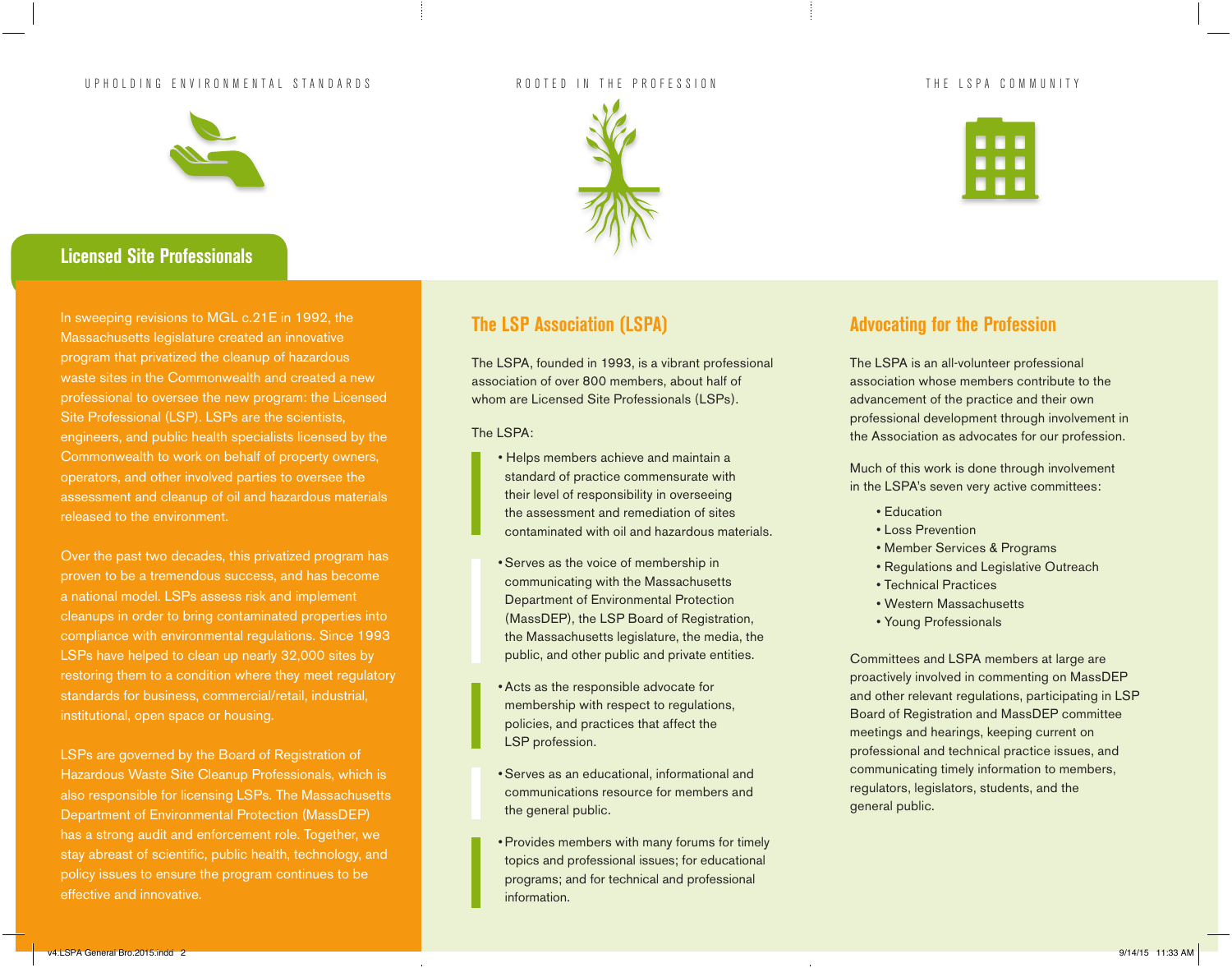UPHOLDING ENVIRONMENTAL STANDARDS

## Licensed Site Professionals

In sweeping revisions to MGL c.21E in 1992, the Massachusetts legislature created an innovative program that privatized the cleanup of hazardous waste sites in the Commonwealth and created a new professional to oversee the new program: the Licensed Site Professional (LSP). LSPs are the scientists, engineers, and public health specialists licensed by the Commonwealth to work on behalf of property owners, operators, and other involved parties to oversee the assessment and cleanup of oil and hazardous materials released to the environment.

Over the past two decades, this privatized program has proven to be a tremendous success, and has become a national model. LSPs assess risk and implement cleanups in order to bring contaminated properties into compliance with environmental regulations. Since 1993 LSPs have helped to clean up nearly 32,000 sites by restoring them to a condition where they meet regulatory standards for business, commercial/retail, industrial, institutional, open space or housing.

LSPs are governed by the Board of Registration of Hazardous Waste Site Cleanup Professionals, which is also responsible for licensing LSPs. The Massachusetts Department of Environmental Protection (MassDEP) has a strong audit and enforcement role. Together, we stay abreast of scientific, public health, technology, and policy issues to ensure the program continues to be effective and innovative.

ROOTED IN THE PROFESSION

## The LSP Association (LSPA)

The LSPA, founded in 1993, is a vibrant professional association of over 800 members, about half of whom are Licensed Site Professionals (LSPs).

The LSPA:

- Helps members achieve and maintain a standard of practice commensurate with their level of responsibility in overseeing the assessment and remediation of sites contaminated with oil and hazardous materials.
- Serves as the voice of membership in communicating with the Massachusetts Department of Environmental Protection (MassDEP), the LSP Board of Registration, the Massachusetts legislature, the media, the public, and other public and private entities.
- Acts as the responsible advocate for membership with respect to regulations, policies, and practices that affect the LSP profession.
- Serves as an educational, informational and communications resource for members and the general public.
- Provides members with many forums for timely topics and professional issues; for educational programs; and for technical and professional information.

THE LSPA COMMUNITY

## Advocating for the Profession

The LSPA is an all-volunteer professional association whose members contribute to the advancement of the practice and their own professional development through involvement in the Association as advocates for our profession.

Much of this work is done through involvement in the LSPA's seven very active committees:

- Education
- Loss Prevention
- Member Services & Programs
- Regulations and Legislative Outreach
- Technical Practices
- Western Massachusetts
- Young Professionals

Committees and LSPA members at large are proactively involved in commenting on MassDEP and other relevant regulations, participating in LSP Board of Registration and MassDEP committee meetings and hearings, keeping current on professional and technical practice issues, and communicating timely information to members, regulators, legislators, students, and the general public.